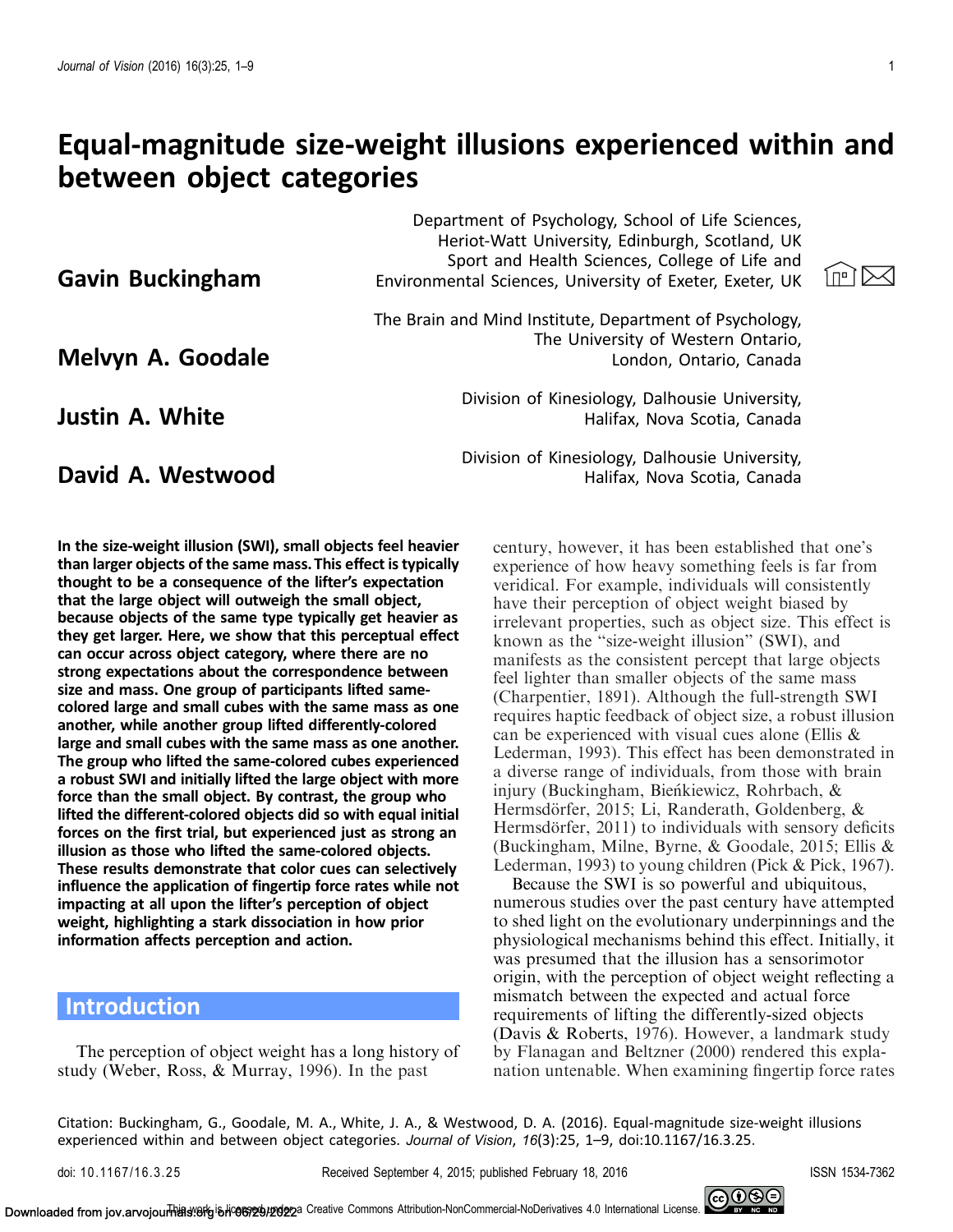# Equal-magnitude size-weight illusions experienced within and between object categories

**Gavin Buckingham**
Department of Psychology, School of Life Sciences, Heriot-Watt University, Edinburgh, Scotland, UK
Sport and Health Sciences, College of Life and Environmental Sciences, University of Exeter, Exeter, UK

**Melvyn A. Goodale**
The Brain and Mind Institute, Department of Psychology, The University of Western Ontario, London, Ontario, Canada

**Justin A. White**
Division of Kinesiology, Dalhousie University, Halifax, Nova Scotia, Canada

**David A. Westwood**
Division of Kinesiology, Dalhousie University, Halifax, Nova Scotia, Canada

**In the size-weight illusion (SWI), small objects feel heavier than larger objects of the same mass. This effect is typically thought to be a consequence of the lifter's expectation that the large object will outweigh the small object, because objects of the same type typically get heavier as they get larger. Here, we show that this perceptual effect can occur across object category, where there are no strong expectations about the correspondence between size and mass. One group of participants lifted same-colored large and small cubes with the same mass as one another, while another group lifted differently-colored large and small cubes with the same mass as one another. The group who lifted the same-colored cubes experienced a robust SWI and initially lifted the large object with more force than the small object. By contrast, the group who lifted the different-colored objects did so with equal initial forces on the first trial, but experienced just as strong an illusion as those who lifted the same-colored objects. These results demonstrate that color cues can selectively influence the application of fingertip force rates while not impacting at all upon the lifter's perception of object weight, highlighting a stark dissociation in how prior information affects perception and action.**

## Introduction

The perception of object weight has a long history of study (Weber, Ross, & Murray, 1996). In the past century, however, it has been established that one's experience of how heavy something feels is far from veridical. For example, individuals will consistently have their perception of object weight biased by irrelevant properties, such as object size. This effect is known as the "size-weight illusion" (SWI), and manifests as the consistent percept that large objects feel lighter than smaller objects of the same mass (Charpentier, 1891). Although the full-strength SWI requires haptic feedback of object size, a robust illusion can be experienced with visual cues alone (Ellis & Lederman, 1993). This effect has been demonstrated in a diverse range of individuals, from those with brain injury (Buckingham, Bieńkiewicz, Rohrbach, & Hermsdörfer, 2015; Li, Randerath, Goldenberg, & Hermsdörfer, 2011) to individuals with sensory deficits (Buckingham, Milne, Byrne, & Goodale, 2015; Ellis & Lederman, 1993) to young children (Pick & Pick, 1967).

Because the SWI is so powerful and ubiquitous, numerous studies over the past century have attempted to shed light on the evolutionary underpinnings and the physiological mechanisms behind this effect. Initially, it was presumed that the illusion has a sensorimotor origin, with the perception of object weight reflecting a mismatch between the expected and actual force requirements of lifting the differently-sized objects (Davis & Roberts, 1976). However, a landmark study by Flanagan and Beltzner (2000) rendered this explanation untenable. When examining fingertip force rates

Citation: Buckingham, G., Goodale, M. A., White, J. A., & Westwood, D. A. (2016). Equal-magnitude size-weight illusions experienced within and between object categories. *Journal of Vision*, *16*(3):25, 1–9, doi:10.1167/16.3.25.

doi: 10.1167/16.3.25 Received September 4, 2015; published February 18, 2016 ISSN 1534-7362

This work is licensed under a Creative Commons Attribution-NonCommercial-NoDerivatives 4.0 International License.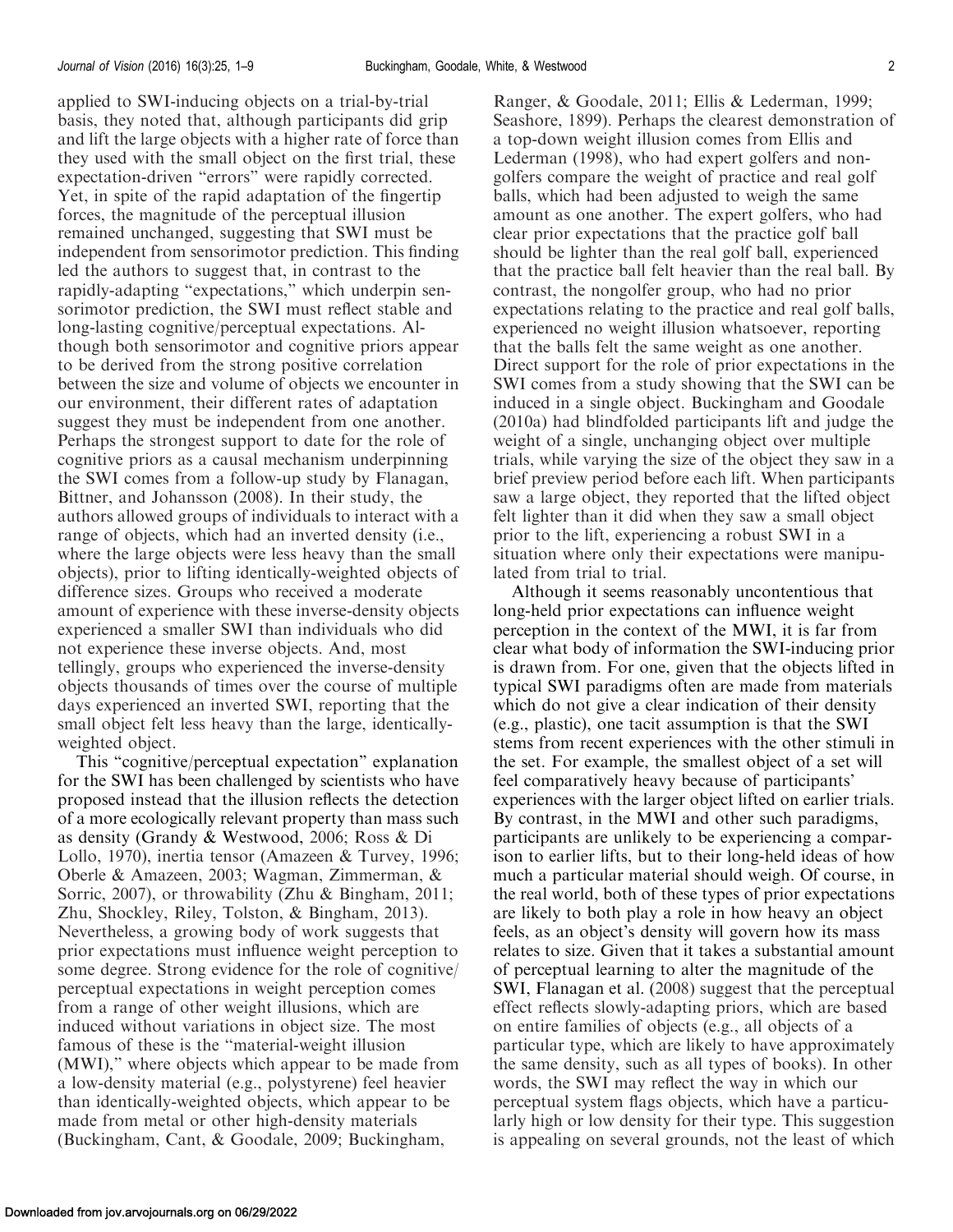applied to SWI-inducing objects on a trial-by-trial basis, they noted that, although participants did grip and lift the large objects with a higher rate of force than they used with the small object on the first trial, these expectation-driven "errors" were rapidly corrected. Yet, in spite of the rapid adaptation of the fingertip forces, the magnitude of the perceptual illusion remained unchanged, suggesting that SWI must be independent from sensorimotor prediction. This finding led the authors to suggest that, in contrast to the rapidly-adapting "expectations," which underpin sensorimotor prediction, the SWI must reflect stable and long-lasting cognitive/perceptual expectations. Although both sensorimotor and cognitive priors appear to be derived from the strong positive correlation between the size and volume of objects we encounter in our environment, their different rates of adaptation suggest they must be independent from one another. Perhaps the strongest support to date for the role of cognitive priors as a causal mechanism underpinning the SWI comes from a follow-up study by Flanagan, Bittner, and Johansson (2008). In their study, the authors allowed groups of individuals to interact with a range of objects, which had an inverted density (i.e., where the large objects were less heavy than the small objects), prior to lifting identically-weighted objects of difference sizes. Groups who received a moderate amount of experience with these inverse-density objects experienced a smaller SWI than individuals who did not experience these inverse objects. And, most tellingly, groups who experienced the inverse-density objects thousands of times over the course of multiple days experienced an inverted SWI, reporting that the small object felt less heavy than the large, identically-weighted object.

This "cognitive/perceptual expectation" explanation for the SWI has been challenged by scientists who have proposed instead that the illusion reflects the detection of a more ecologically relevant property than mass such as density (Grandy & Westwood, 2006; Ross & Di Lollo, 1970), inertia tensor (Amazeen & Turvey, 1996; Oberle & Amazeen, 2003; Wagman, Zimmerman, & Sorric, 2007), or throwability (Zhu & Bingham, 2011; Zhu, Shockley, Riley, Tolston, & Bingham, 2013). Nevertheless, a growing body of work suggests that prior expectations must influence weight perception to some degree. Strong evidence for the role of cognitive/perceptual expectations in weight perception comes from a range of other weight illusions, which are induced without variations in object size. The most famous of these is the "material-weight illusion (MWI)," where objects which appear to be made from a low-density material (e.g., polystyrene) feel heavier than identically-weighted objects, which appear to be made from metal or other high-density materials (Buckingham, Cant, & Goodale, 2009; Buckingham, Ranger, & Goodale, 2011; Ellis & Lederman, 1999; Seashore, 1899). Perhaps the clearest demonstration of a top-down weight illusion comes from Ellis and Lederman (1998), who had expert golfers and nongolfers compare the weight of practice and real golf balls, which had been adjusted to weigh the same amount as one another. The expert golfers, who had clear prior expectations that the practice golf ball should be lighter than the real golf ball, experienced that the practice ball felt heavier than the real ball. By contrast, the nongolfer group, who had no prior expectations relating to the practice and real golf balls, experienced no weight illusion whatsoever, reporting that the balls felt the same weight as one another. Direct support for the role of prior expectations in the SWI comes from a study showing that the SWI can be induced in a single object. Buckingham and Goodale (2010a) had blindfolded participants lift and judge the weight of a single, unchanging object over multiple trials, while varying the size of the object they saw in a brief preview period before each lift. When participants saw a large object, they reported that the lifted object felt lighter than it did when they saw a small object prior to the lift, experiencing a robust SWI in a situation where only their expectations were manipulated from trial to trial.

Although it seems reasonably uncontentious that long-held prior expectations can influence weight perception in the context of the MWI, it is far from clear what body of information the SWI-inducing prior is drawn from. For one, given that the objects lifted in typical SWI paradigms often are made from materials which do not give a clear indication of their density (e.g., plastic), one tacit assumption is that the SWI stems from recent experiences with the other stimuli in the set. For example, the smallest object of a set will feel comparatively heavy because of participants' experiences with the larger object lifted on earlier trials. By contrast, in the MWI and other such paradigms, participants are unlikely to be experiencing a comparison to earlier lifts, but to their long-held ideas of how much a particular material should weigh. Of course, in the real world, both of these types of prior expectations are likely to both play a role in how heavy an object feels, as an object's density will govern how its mass relates to size. Given that it takes a substantial amount of perceptual learning to alter the magnitude of the SWI, Flanagan et al. (2008) suggest that the perceptual effect reflects slowly-adapting priors, which are based on entire families of objects (e.g., all objects of a particular type, which are likely to have approximately the same density, such as all types of books). In other words, the SWI may reflect the way in which our perceptual system flags objects, which have a particularly high or low density for their type. This suggestion is appealing on several grounds, not the least of which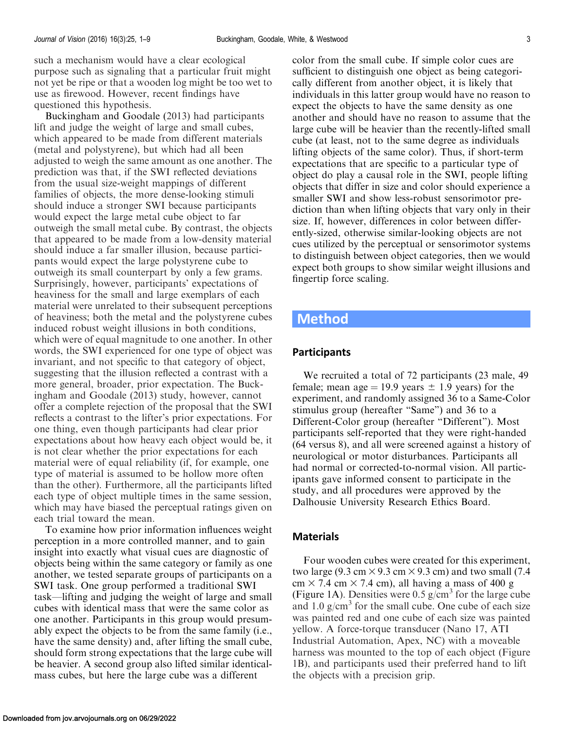such a mechanism would have a clear ecological purpose such as signaling that a particular fruit might not yet be ripe or that a wooden log might be too wet to use as firewood. However, recent findings have questioned this hypothesis.

Buckingham and Goodale (2013) had participants lift and judge the weight of large and small cubes, which appeared to be made from different materials (metal and polystyrene), but which had all been adjusted to weigh the same amount as one another. The prediction was that, if the SWI reflected deviations from the usual size-weight mappings of different families of objects, the more dense-looking stimuli should induce a stronger SWI because participants would expect the large metal cube object to far outweigh the small metal cube. By contrast, the objects that appeared to be made from a low-density material should induce a far smaller illusion, because participants would expect the large polystyrene cube to outweigh its small counterpart by only a few grams. Surprisingly, however, participants' expectations of heaviness for the small and large exemplars of each material were unrelated to their subsequent perceptions of heaviness; both the metal and the polystyrene cubes induced robust weight illusions in both conditions, which were of equal magnitude to one another. In other words, the SWI experienced for one type of object was invariant, and not specific to that category of object, suggesting that the illusion reflected a contrast with a more general, broader, prior expectation. The Buckingham and Goodale (2013) study, however, cannot offer a complete rejection of the proposal that the SWI reflects a contrast to the lifter's prior expectations. For one thing, even though participants had clear prior expectations about how heavy each object would be, it is not clear whether the prior expectations for each material were of equal reliability (if, for example, one type of material is assumed to be hollow more often than the other). Furthermore, all the participants lifted each type of object multiple times in the same session, which may have biased the perceptual ratings given on each trial toward the mean.

To examine how prior information influences weight perception in a more controlled manner, and to gain insight into exactly what visual cues are diagnostic of objects being within the same category or family as one another, we tested separate groups of participants on a SWI task. One group performed a traditional SWI task—lifting and judging the weight of large and small cubes with identical mass that were the same color as one another. Participants in this group would presumably expect the objects to be from the same family (i.e., have the same density) and, after lifting the small cube, should form strong expectations that the large cube will be heavier. A second group also lifted similar identical-mass cubes, but here the large cube was a different color from the small cube. If simple color cues are sufficient to distinguish one object as being categorically different from another object, it is likely that individuals in this latter group would have no reason to expect the objects to have the same density as one another and should have no reason to assume that the large cube will be heavier than the recently-lifted small cube (at least, not to the same degree as individuals lifting objects of the same color). Thus, if short-term expectations that are specific to a particular type of object do play a causal role in the SWI, people lifting objects that differ in size and color should experience a smaller SWI and show less-robust sensorimotor prediction than when lifting objects that vary only in their size. If, however, differences in color between differently-sized, otherwise similar-looking objects are not cues utilized by the perceptual or sensorimotor systems to distinguish between object categories, then we would expect both groups to show similar weight illusions and fingertip force scaling.

# Method

## Participants

We recruited a total of 72 participants (23 male, 49 female; mean age = 19.9 years ± 1.9 years) for the experiment, and randomly assigned 36 to a Same-Color stimulus group (hereafter "Same") and 36 to a Different-Color group (hereafter "Different"). Most participants self-reported that they were right-handed (64 versus 8), and all were screened against a history of neurological or motor disturbances. Participants all had normal or corrected-to-normal vision. All participants gave informed consent to participate in the study, and all procedures were approved by the Dalhousie University Research Ethics Board.

## Materials

Four wooden cubes were created for this experiment, two large (9.3 cm × 9.3 cm × 9.3 cm) and two small (7.4 cm × 7.4 cm × 7.4 cm), all having a mass of 400 g (Figure 1A). Densities were 0.5 g/cm$^3$ for the large cube and 1.0 g/cm$^3$ for the small cube. One cube of each size was painted red and one cube of each size was painted yellow. A force-torque transducer (Nano 17, ATI Industrial Automation, Apex, NC) with a moveable harness was mounted to the top of each object (Figure 1B), and participants used their preferred hand to lift the objects with a precision grip.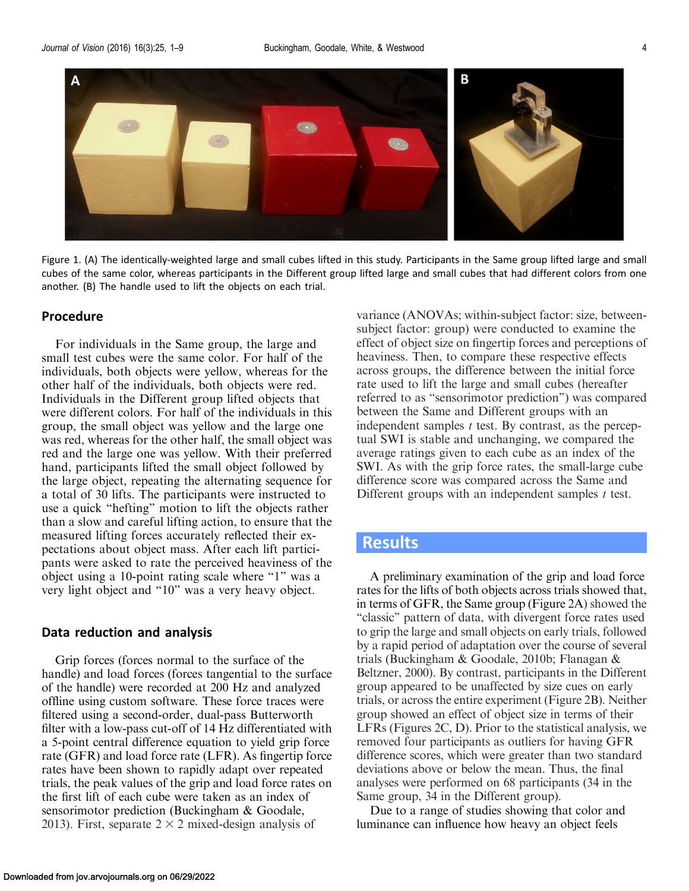Figure 1. (A) The identically-weighted large and small cubes lifted in this study. Participants in the Same group lifted large and small cubes of the same color, whereas participants in the Different group lifted large and small cubes that had different colors from one another. (B) The handle used to lift the objects on each trial.

## Procedure

For individuals in the Same group, the large and small test cubes were the same color. For half of the individuals, both objects were yellow, whereas for the other half of the individuals, both objects were red. Individuals in the Different group lifted objects that were different colors. For half of the individuals in this group, the small object was yellow and the large one was red, whereas for the other half, the small object was red and the large one was yellow. With their preferred hand, participants lifted the small object followed by the large object, repeating the alternating sequence for a total of 30 lifts. The participants were instructed to use a quick "hefting" motion to lift the objects rather than a slow and careful lifting action, to ensure that the measured lifting forces accurately reflected their expectations about object mass. After each lift participants were asked to rate the perceived heaviness of the object using a 10-point rating scale where "1" was a very light object and "10" was a very heavy object.

## Data reduction and analysis

Grip forces (forces normal to the surface of the handle) and load forces (forces tangential to the surface of the handle) were recorded at 200 Hz and analyzed offline using custom software. These force traces were filtered using a second-order, dual-pass Butterworth filter with a low-pass cut-off of 14 Hz differentiated with a 5-point central difference equation to yield grip force rate (GFR) and load force rate (LFR). As fingertip force rates have been shown to rapidly adapt over repeated trials, the peak values of the grip and load force rates on the first lift of each cube were taken as an index of sensorimotor prediction (Buckingham & Goodale, 2013). First, separate $2 \times 2$ mixed-design analysis of variance (ANOVAs; within-subject factor: size, between-subject factor: group) were conducted to examine the effect of object size on fingertip forces and perceptions of heaviness. Then, to compare these respective effects across groups, the difference between the initial force rate used to lift the large and small cubes (hereafter referred to as "sensorimotor prediction") was compared between the Same and Different groups with an independent samples $t$ test. By contrast, as the perceptual SWI is stable and unchanging, we compared the average ratings given to each cube as an index of the SWI. As with the grip force rates, the small-large cube difference score was compared across the Same and Different groups with an independent samples $t$ test.

# Results

A preliminary examination of the grip and load force rates for the lifts of both objects across trials showed that, in terms of GFR, the Same group (Figure 2A) showed the "classic" pattern of data, with divergent force rates used to grip the large and small objects on early trials, followed by a rapid period of adaptation over the course of several trials (Buckingham & Goodale, 2010b; Flanagan & Beltzner, 2000). By contrast, participants in the Different group appeared to be unaffected by size cues on early trials, or across the entire experiment (Figure 2B). Neither group showed an effect of object size in terms of their LFRs (Figures 2C, D). Prior to the statistical analysis, we removed four participants as outliers for having GFR difference scores, which were greater than two standard deviations above or below the mean. Thus, the final analyses were performed on 68 participants (34 in the Same group, 34 in the Different group).

Due to a range of studies showing that color and luminance can influence how heavy an object feels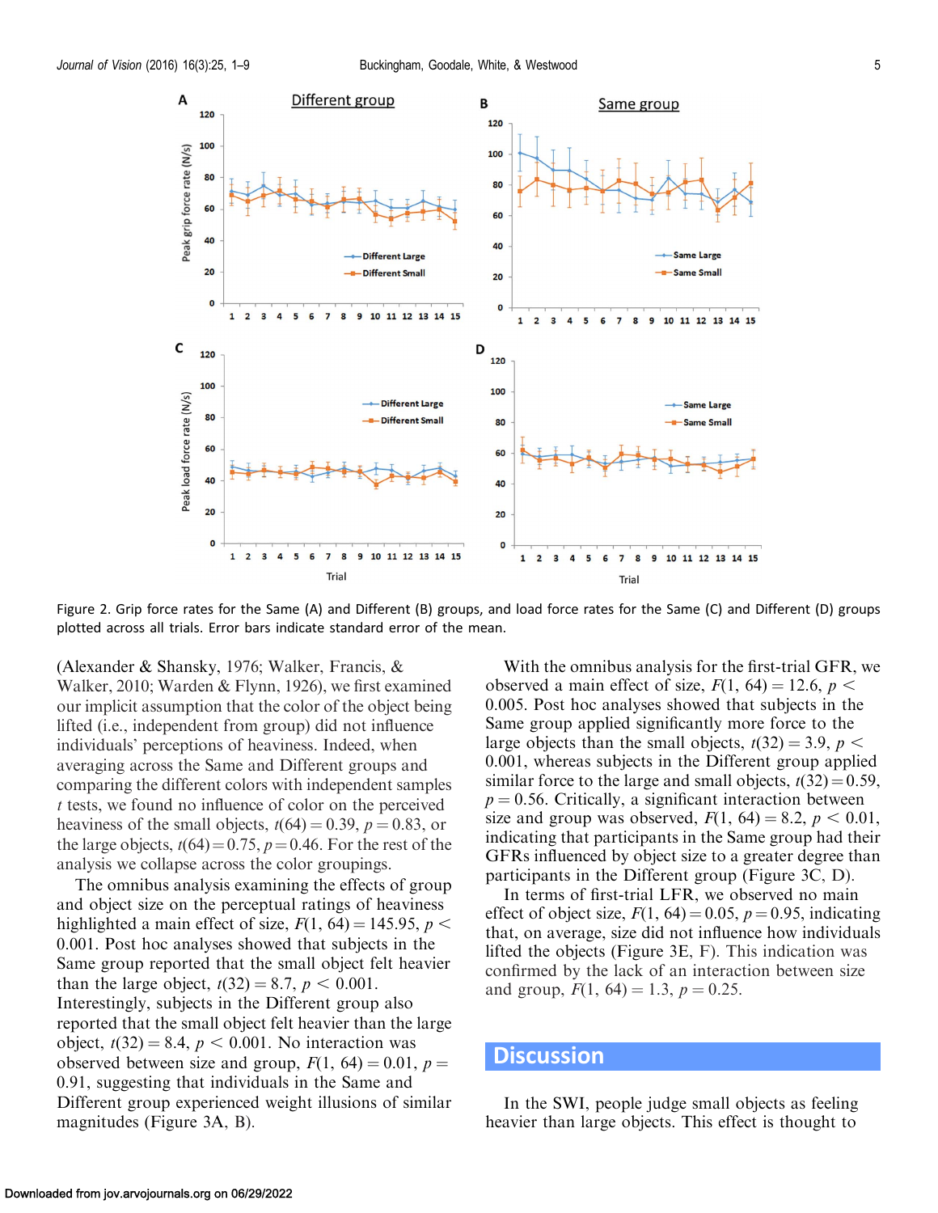Figure 2. Grip force rates for the Same (A) and Different (B) groups, and load force rates for the Same (C) and Different (D) groups plotted across all trials. Error bars indicate standard error of the mean.

(Alexander & Shansky, 1976; Walker, Francis, & Walker, 2010; Warden & Flynn, 1926), we first examined our implicit assumption that the color of the object being lifted (i.e., independent from group) did not influence individuals' perceptions of heaviness. Indeed, when averaging across the Same and Different groups and comparing the different colors with independent samples *t* tests, we found no influence of color on the perceived heaviness of the small objects, $t(64) = 0.39$, $p = 0.83$, or the large objects, $t(64) = 0.75$, $p = 0.46$. For the rest of the analysis we collapse across the color groupings.

The omnibus analysis examining the effects of group and object size on the perceptual ratings of heaviness highlighted a main effect of size, $F(1, 64) = 145.95$, $p < 0.001$. Post hoc analyses showed that subjects in the Same group reported that the small object felt heavier than the large object, $t(32) = 8.7$, $p < 0.001$. Interestingly, subjects in the Different group also reported that the small object felt heavier than the large object, $t(32) = 8.4$, $p < 0.001$. No interaction was observed between size and group, $F(1, 64) = 0.01$, $p = 0.91$, suggesting that individuals in the Same and Different group experienced weight illusions of similar magnitudes (Figure 3A, B).

With the omnibus analysis for the first-trial GFR, we observed a main effect of size, $F(1, 64) = 12.6$, $p < 0.005$. Post hoc analyses showed that subjects in the Same group applied significantly more force to the large objects than the small objects, $t(32) = 3.9$, $p < 0.001$, whereas subjects in the Different group applied similar force to the large and small objects, $t(32) = 0.59$, $p = 0.56$. Critically, a significant interaction between size and group was observed, $F(1, 64) = 8.2$, $p < 0.01$, indicating that participants in the Same group had their GFRs influenced by object size to a greater degree than participants in the Different group (Figure 3C, D).

In terms of first-trial LFR, we observed no main effect of object size, $F(1, 64) = 0.05$, $p = 0.95$, indicating that, on average, size did not influence how individuals lifted the objects (Figure 3E, F). This indication was confirmed by the lack of an interaction between size and group, $F(1, 64) = 1.3$, $p = 0.25$.

## Discussion

In the SWI, people judge small objects as feeling heavier than large objects. This effect is thought to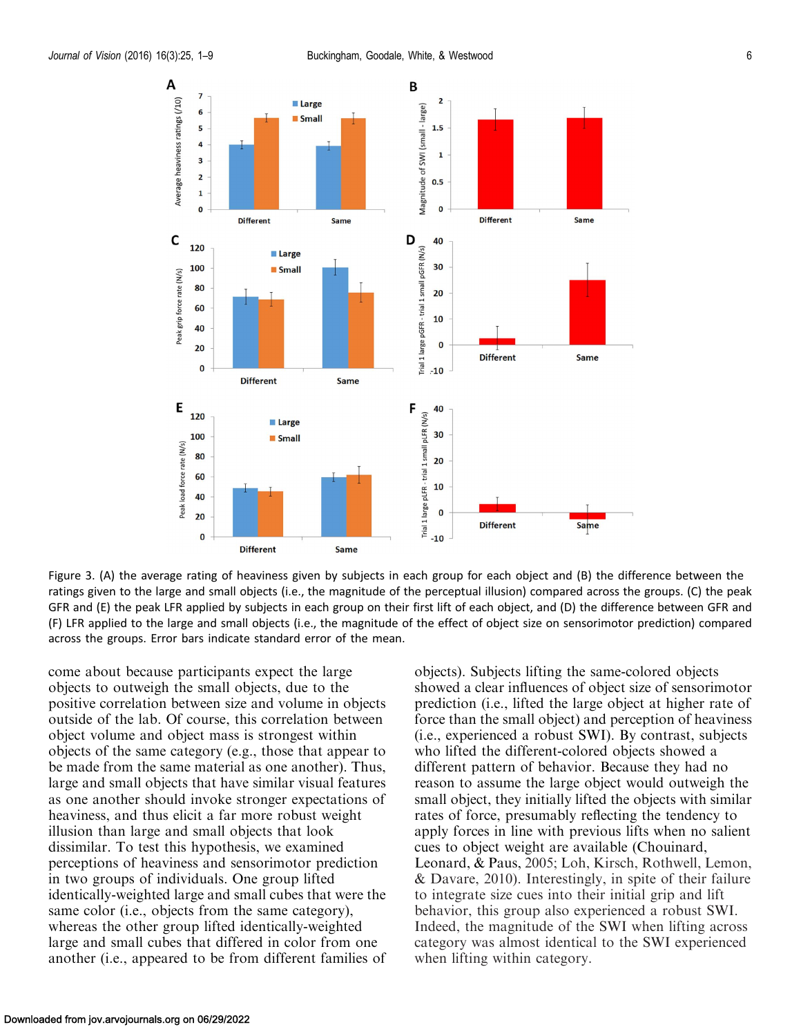A

Average heaviness ratings (/10)

7
6
5
4
3
2
1
0

Large
Small

Different
Same

B

Magnitude of SWI (small - large)

2
1.5
1
0.5
0

Different
Same

C

Peak grip force rate (N/s)

120
100
80
60
40
20
0

Large
Small

Different
Same

D

Trial 1 large pGFR - trial 1 small pGFR (N/s)

40
30
20
10
0
-10

Different
Same

E

Peak load force rate (N/s)

120
100
80
60
40
20
0

Large
Small

Different
Same

F

Trial 1 large pLFR - trial 1 small pLFR (N/s)

40
30
20
10
0
-10

Different
Same

Figure 3. (A) the average rating of heaviness given by subjects in each group for each object and (B) the difference between the ratings given to the large and small objects (i.e., the magnitude of the perceptual illusion) compared across the groups. (C) the peak GFR and (E) the peak LFR applied by subjects in each group on their first lift of each object, and (D) the difference between GFR and (F) LFR applied to the large and small objects (i.e., the magnitude of the effect of object size on sensorimotor prediction) compared across the groups. Error bars indicate standard error of the mean.

come about because participants expect the large objects to outweigh the small objects, due to the positive correlation between size and volume in objects outside of the lab. Of course, this correlation between object volume and object mass is strongest within objects of the same category (e.g., those that appear to be made from the same material as one another). Thus, large and small objects that have similar visual features as one another should invoke stronger expectations of heaviness, and thus elicit a far more robust weight illusion than large and small objects that look dissimilar. To test this hypothesis, we examined perceptions of heaviness and sensorimotor prediction in two groups of individuals. One group lifted identically-weighted large and small cubes that were the same color (i.e., objects from the same category), whereas the other group lifted identically-weighted large and small cubes that differed in color from one another (i.e., appeared to be from different families of objects). Subjects lifting the same-colored objects showed a clear influences of object size of sensorimotor prediction (i.e., lifted the large object at higher rate of force than the small object) and perception of heaviness (i.e., experienced a robust SWI). By contrast, subjects who lifted the different-colored objects showed a different pattern of behavior. Because they had no reason to assume the large object would outweigh the small object, they initially lifted the objects with similar rates of force, presumably reflecting the tendency to apply forces in line with previous lifts when no salient cues to object weight are available (Chouinard, Leonard, & Paus, 2005; Loh, Kirsch, Rothwell, Lemon, & Davare, 2010). Interestingly, in spite of their failure to integrate size cues into their initial grip and lift behavior, this group also experienced a robust SWI. Indeed, the magnitude of the SWI when lifting across category was almost identical to the SWI experienced when lifting within category.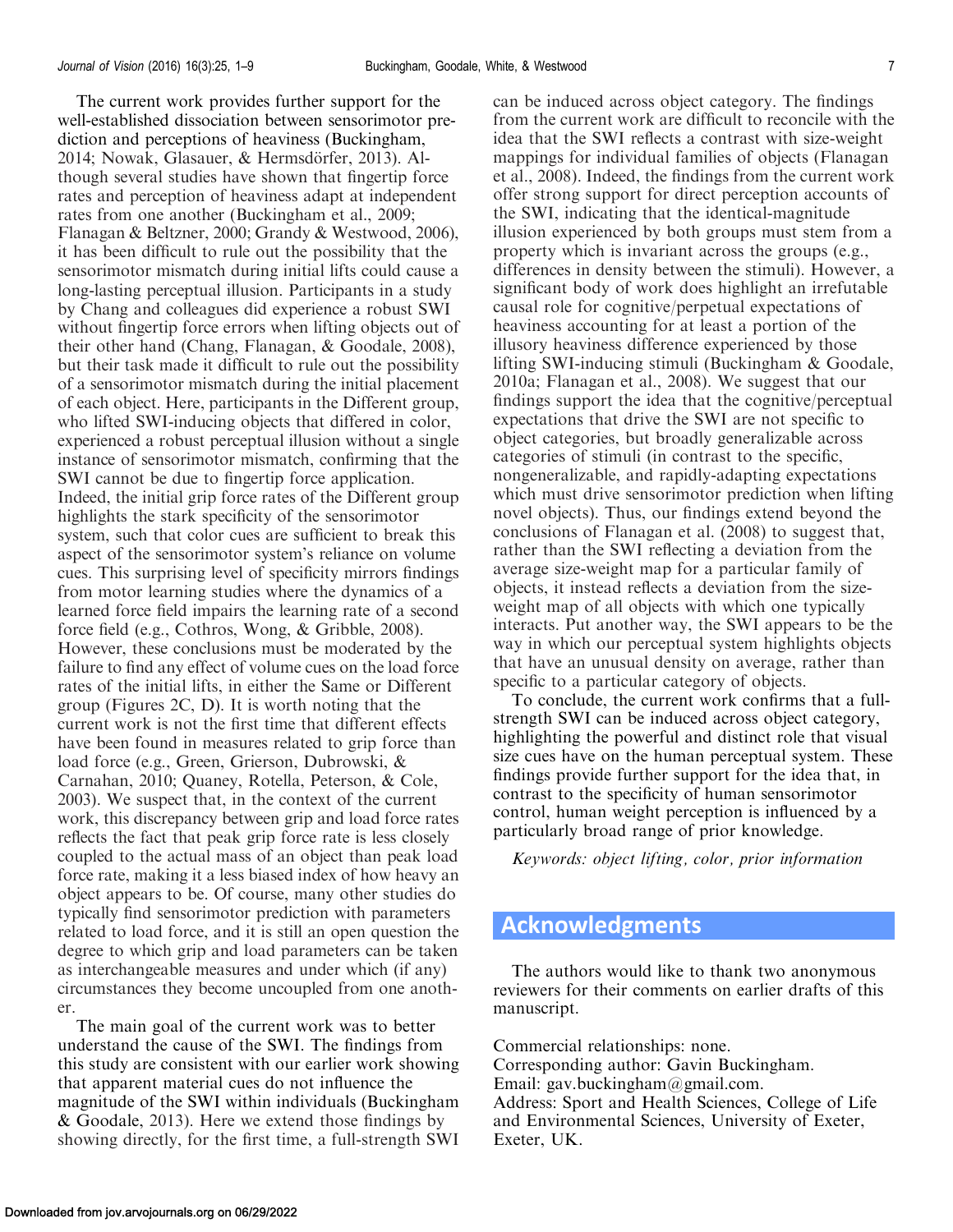The current work provides further support for the well-established dissociation between sensorimotor prediction and perceptions of heaviness (Buckingham, 2014; Nowak, Glasauer, & Hermsdörfer, 2013). Although several studies have shown that fingertip force rates and perception of heaviness adapt at independent rates from one another (Buckingham et al., 2009; Flanagan & Beltzner, 2000; Grandy & Westwood, 2006), it has been difficult to rule out the possibility that the sensorimotor mismatch during initial lifts could cause a long-lasting perceptual illusion. Participants in a study by Chang and colleagues did experience a robust SWI without fingertip force errors when lifting objects out of their other hand (Chang, Flanagan, & Goodale, 2008), but their task made it difficult to rule out the possibility of a sensorimotor mismatch during the initial placement of each object. Here, participants in the Different group, who lifted SWI-inducing objects that differed in color, experienced a robust perceptual illusion without a single instance of sensorimotor mismatch, confirming that the SWI cannot be due to fingertip force application. Indeed, the initial grip force rates of the Different group highlights the stark specificity of the sensorimotor system, such that color cues are sufficient to break this aspect of the sensorimotor system's reliance on volume cues. This surprising level of specificity mirrors findings from motor learning studies where the dynamics of a learned force field impairs the learning rate of a second force field (e.g., Cothros, Wong, & Gribble, 2008). However, these conclusions must be moderated by the failure to find any effect of volume cues on the load force rates of the initial lifts, in either the Same or Different group (Figures 2C, D). It is worth noting that the current work is not the first time that different effects have been found in measures related to grip force than load force (e.g., Green, Grierson, Dubrowski, & Carnahan, 2010; Quaney, Rotella, Peterson, & Cole, 2003). We suspect that, in the context of the current work, this discrepancy between grip and load force rates reflects the fact that peak grip force rate is less closely coupled to the actual mass of an object than peak load force rate, making it a less biased index of how heavy an object appears to be. Of course, many other studies do typically find sensorimotor prediction with parameters related to load force, and it is still an open question the degree to which grip and load parameters can be taken as interchangeable measures and under which (if any) circumstances they become uncoupled from one another.

The main goal of the current work was to better understand the cause of the SWI. The findings from this study are consistent with our earlier work showing that apparent material cues do not influence the magnitude of the SWI within individuals (Buckingham & Goodale, 2013). Here we extend those findings by showing directly, for the first time, a full-strength SWI can be induced across object category. The findings from the current work are difficult to reconcile with the idea that the SWI reflects a contrast with size-weight mappings for individual families of objects (Flanagan et al., 2008). Indeed, the findings from the current work offer strong support for direct perception accounts of the SWI, indicating that the identical-magnitude illusion experienced by both groups must stem from a property which is invariant across the groups (e.g., differences in density between the stimuli). However, a significant body of work does highlight an irrefutable causal role for cognitive/perpetual expectations of heaviness accounting for at least a portion of the illusory heaviness difference experienced by those lifting SWI-inducing stimuli (Buckingham & Goodale, 2010a; Flanagan et al., 2008). We suggest that our findings support the idea that the cognitive/perceptual expectations that drive the SWI are not specific to object categories, but broadly generalizable across categories of stimuli (in contrast to the specific, nongeneralizable, and rapidly-adapting expectations which must drive sensorimotor prediction when lifting novel objects). Thus, our findings extend beyond the conclusions of Flanagan et al. (2008) to suggest that, rather than the SWI reflecting a deviation from the average size-weight map for a particular family of objects, it instead reflects a deviation from the size-weight map of all objects with which one typically interacts. Put another way, the SWI appears to be the way in which our perceptual system highlights objects that have an unusual density on average, rather than specific to a particular category of objects.

To conclude, the current work confirms that a full-strength SWI can be induced across object category, highlighting the powerful and distinct role that visual size cues have on the human perceptual system. These findings provide further support for the idea that, in contrast to the specificity of human sensorimotor control, human weight perception is influenced by a particularly broad range of prior knowledge.

*Keywords: object lifting, color, prior information*

## Acknowledgments

The authors would like to thank two anonymous reviewers for their comments on earlier drafts of this manuscript.

Commercial relationships: none.
Corresponding author: Gavin Buckingham.
Email: gav.buckingham@gmail.com.
Address: Sport and Health Sciences, College of Life and Environmental Sciences, University of Exeter, Exeter, UK.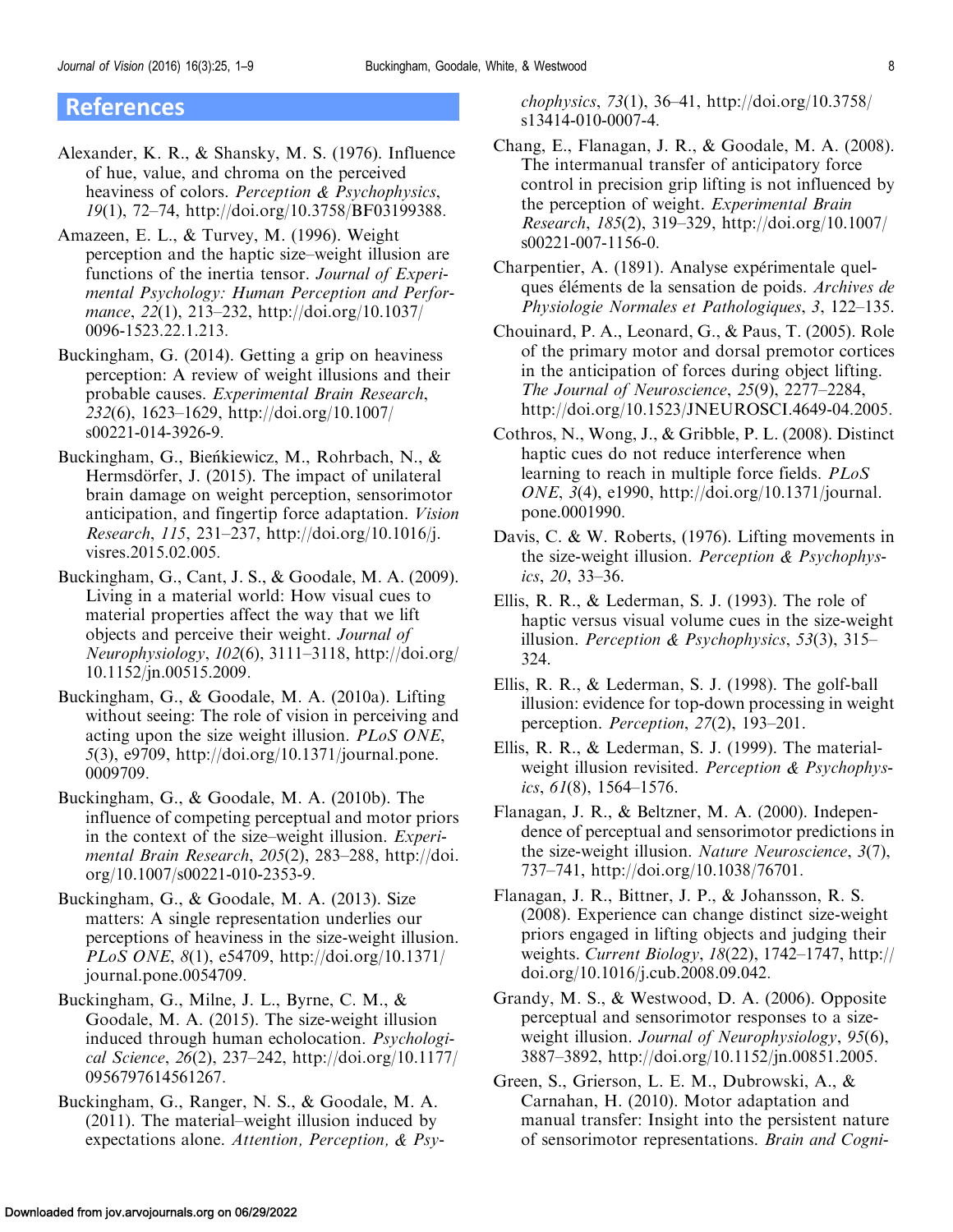## References

Alexander, K. R., & Shansky, M. S. (1976). Influence of hue, value, and chroma on the perceived heaviness of colors. *Perception & Psychophysics*, *19*(1), 72–74, http://doi.org/10.3758/BF03199388.

Amazeen, E. L., & Turvey, M. (1996). Weight perception and the haptic size–weight illusion are functions of the inertia tensor. *Journal of Experimental Psychology: Human Perception and Performance*, *22*(1), 213–232, http://doi.org/10.1037/0096-1523.22.1.213.

Buckingham, G. (2014). Getting a grip on heaviness perception: A review of weight illusions and their probable causes. *Experimental Brain Research*, *232*(6), 1623–1629, http://doi.org/10.1007/s00221-014-3926-9.

Buckingham, G., Bieńkiewicz, M., Rohrbach, N., & Hermsdörfer, J. (2015). The impact of unilateral brain damage on weight perception, sensorimotor anticipation, and fingertip force adaptation. *Vision Research*, *115*, 231–237, http://doi.org/10.1016/j.visres.2015.02.005.

Buckingham, G., Cant, J. S., & Goodale, M. A. (2009). Living in a material world: How visual cues to material properties affect the way that we lift objects and perceive their weight. *Journal of Neurophysiology*, *102*(6), 3111–3118, http://doi.org/10.1152/jn.00515.2009.

Buckingham, G., & Goodale, M. A. (2010a). Lifting without seeing: The role of vision in perceiving and acting upon the size weight illusion. *PLoS ONE*, *5*(3), e9709, http://doi.org/10.1371/journal.pone.0009709.

Buckingham, G., & Goodale, M. A. (2010b). The influence of competing perceptual and motor priors in the context of the size–weight illusion. *Experimental Brain Research*, *205*(2), 283–288, http://doi.org/10.1007/s00221-010-2353-9.

Buckingham, G., & Goodale, M. A. (2013). Size matters: A single representation underlies our perceptions of heaviness in the size-weight illusion. *PLoS ONE*, *8*(1), e54709, http://doi.org/10.1371/journal.pone.0054709.

Buckingham, G., Milne, J. L., Byrne, C. M., & Goodale, M. A. (2015). The size-weight illusion induced through human echolocation. *Psychological Science*, *26*(2), 237–242, http://doi.org/10.1177/0956797614561267.

Buckingham, G., Ranger, N. S., & Goodale, M. A. (2011). The material–weight illusion induced by expectations alone. *Attention, Perception, & Psychophysics*, *73*(1), 36–41, http://doi.org/10.3758/s13414-010-0007-4.

Chang, E., Flanagan, J. R., & Goodale, M. A. (2008). The intermanual transfer of anticipatory force control in precision grip lifting is not influenced by the perception of weight. *Experimental Brain Research*, *185*(2), 319–329, http://doi.org/10.1007/s00221-007-1156-0.

Charpentier, A. (1891). Analyse expérimentale quelques éléments de la sensation de poids. *Archives de Physiologie Normales et Pathologiques*, *3*, 122–135.

Chouinard, P. A., Leonard, G., & Paus, T. (2005). Role of the primary motor and dorsal premotor cortices in the anticipation of forces during object lifting. *The Journal of Neuroscience*, *25*(9), 2277–2284, http://doi.org/10.1523/JNEUROSCI.4649-04.2005.

Cothros, N., Wong, J., & Gribble, P. L. (2008). Distinct haptic cues do not reduce interference when learning to reach in multiple force fields. *PLoS ONE*, *3*(4), e1990, http://doi.org/10.1371/journal.pone.0001990.

Davis, C. & W. Roberts, (1976). Lifting movements in the size-weight illusion. *Perception & Psychophysics*, *20*, 33–36.

Ellis, R. R., & Lederman, S. J. (1993). The role of haptic versus visual volume cues in the size-weight illusion. *Perception & Psychophysics*, *53*(3), 315–324.

Ellis, R. R., & Lederman, S. J. (1998). The golf-ball illusion: evidence for top-down processing in weight perception. *Perception*, *27*(2), 193–201.

Ellis, R. R., & Lederman, S. J. (1999). The material-weight illusion revisited. *Perception & Psychophysics*, *61*(8), 1564–1576.

Flanagan, J. R., & Beltzner, M. A. (2000). Independence of perceptual and sensorimotor predictions in the size-weight illusion. *Nature Neuroscience*, *3*(7), 737–741, http://doi.org/10.1038/76701.

Flanagan, J. R., Bittner, J. P., & Johansson, R. S. (2008). Experience can change distinct size-weight priors engaged in lifting objects and judging their weights. *Current Biology*, *18*(22), 1742–1747, http://doi.org/10.1016/j.cub.2008.09.042.

Grandy, M. S., & Westwood, D. A. (2006). Opposite perceptual and sensorimotor responses to a size-weight illusion. *Journal of Neurophysiology*, *95*(6), 3887–3892, http://doi.org/10.1152/jn.00851.2005.

Green, S., Grierson, L. E. M., Dubrowski, A., & Carnahan, H. (2010). Motor adaptation and manual transfer: Insight into the persistent nature of sensorimotor representations. *Brain and Cogni-*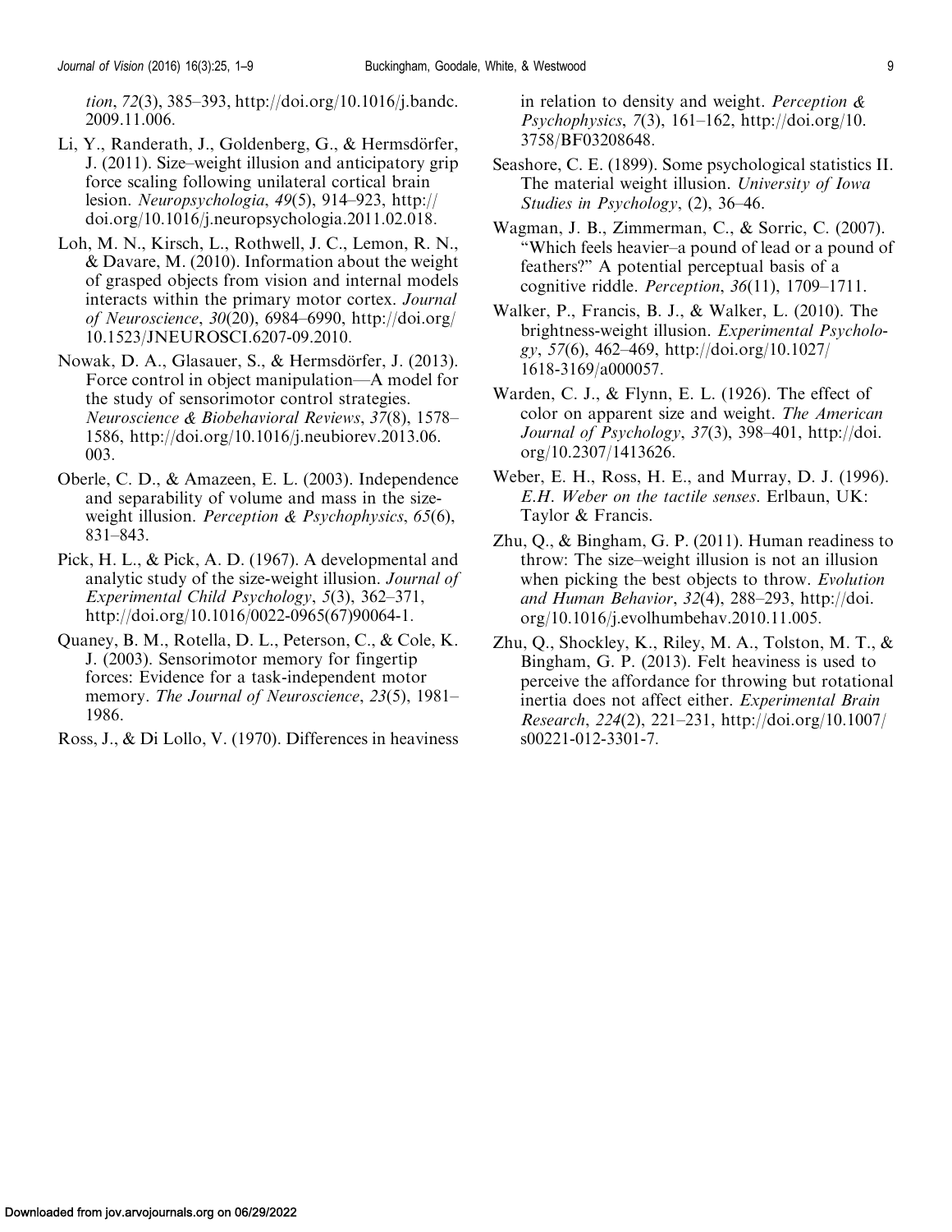*tion*, *72*(3), 385–393, http://doi.org/10.1016/j.bandc.2009.11.006.

Li, Y., Randerath, J., Goldenberg, G., & Hermsdörfer, J. (2011). Size–weight illusion and anticipatory grip force scaling following unilateral cortical brain lesion. *Neuropsychologia*, *49*(5), 914–923, http://doi.org/10.1016/j.neuropsychologia.2011.02.018.

Loh, M. N., Kirsch, L., Rothwell, J. C., Lemon, R. N., & Davare, M. (2010). Information about the weight of grasped objects from vision and internal models interacts within the primary motor cortex. *Journal of Neuroscience*, *30*(20), 6984–6990, http://doi.org/10.1523/JNEUROSCI.6207-09.2010.

Nowak, D. A., Glasauer, S., & Hermsdörfer, J. (2013). Force control in object manipulation—A model for the study of sensorimotor control strategies. *Neuroscience & Biobehavioral Reviews*, *37*(8), 1578–1586, http://doi.org/10.1016/j.neubiorev.2013.06.003.

Oberle, C. D., & Amazeen, E. L. (2003). Independence and separability of volume and mass in the size-weight illusion. *Perception & Psychophysics*, *65*(6), 831–843.

Pick, H. L., & Pick, A. D. (1967). A developmental and analytic study of the size-weight illusion. *Journal of Experimental Child Psychology*, *5*(3), 362–371, http://doi.org/10.1016/0022-0965(67)90064-1.

Quaney, B. M., Rotella, D. L., Peterson, C., & Cole, K. J. (2003). Sensorimotor memory for fingertip forces: Evidence for a task-independent motor memory. *The Journal of Neuroscience*, *23*(5), 1981–1986.

Ross, J., & Di Lollo, V. (1970). Differences in heaviness in relation to density and weight. *Perception & Psychophysics*, *7*(3), 161–162, http://doi.org/10.3758/BF03208648.

Seashore, C. E. (1899). Some psychological statistics II. The material weight illusion. *University of Iowa Studies in Psychology*, (2), 36–46.

Wagman, J. B., Zimmerman, C., & Sorric, C. (2007). "Which feels heavier–a pound of lead or a pound of feathers?" A potential perceptual basis of a cognitive riddle. *Perception*, *36*(11), 1709–1711.

Walker, P., Francis, B. J., & Walker, L. (2010). The brightness-weight illusion. *Experimental Psychology*, *57*(6), 462–469, http://doi.org/10.1027/1618-3169/a000057.

Warden, C. J., & Flynn, E. L. (1926). The effect of color on apparent size and weight. *The American Journal of Psychology*, *37*(3), 398–401, http://doi.org/10.2307/1413626.

Weber, E. H., Ross, H. E., and Murray, D. J. (1996). *E.H. Weber on the tactile senses*. Erlbaun, UK: Taylor & Francis.

Zhu, Q., & Bingham, G. P. (2011). Human readiness to throw: The size–weight illusion is not an illusion when picking the best objects to throw. *Evolution and Human Behavior*, *32*(4), 288–293, http://doi.org/10.1016/j.evolhumbehav.2010.11.005.

Zhu, Q., Shockley, K., Riley, M. A., Tolston, M. T., & Bingham, G. P. (2013). Felt heaviness is used to perceive the affordance for throwing but rotational inertia does not affect either. *Experimental Brain Research*, *224*(2), 221–231, http://doi.org/10.1007/s00221-012-3301-7.